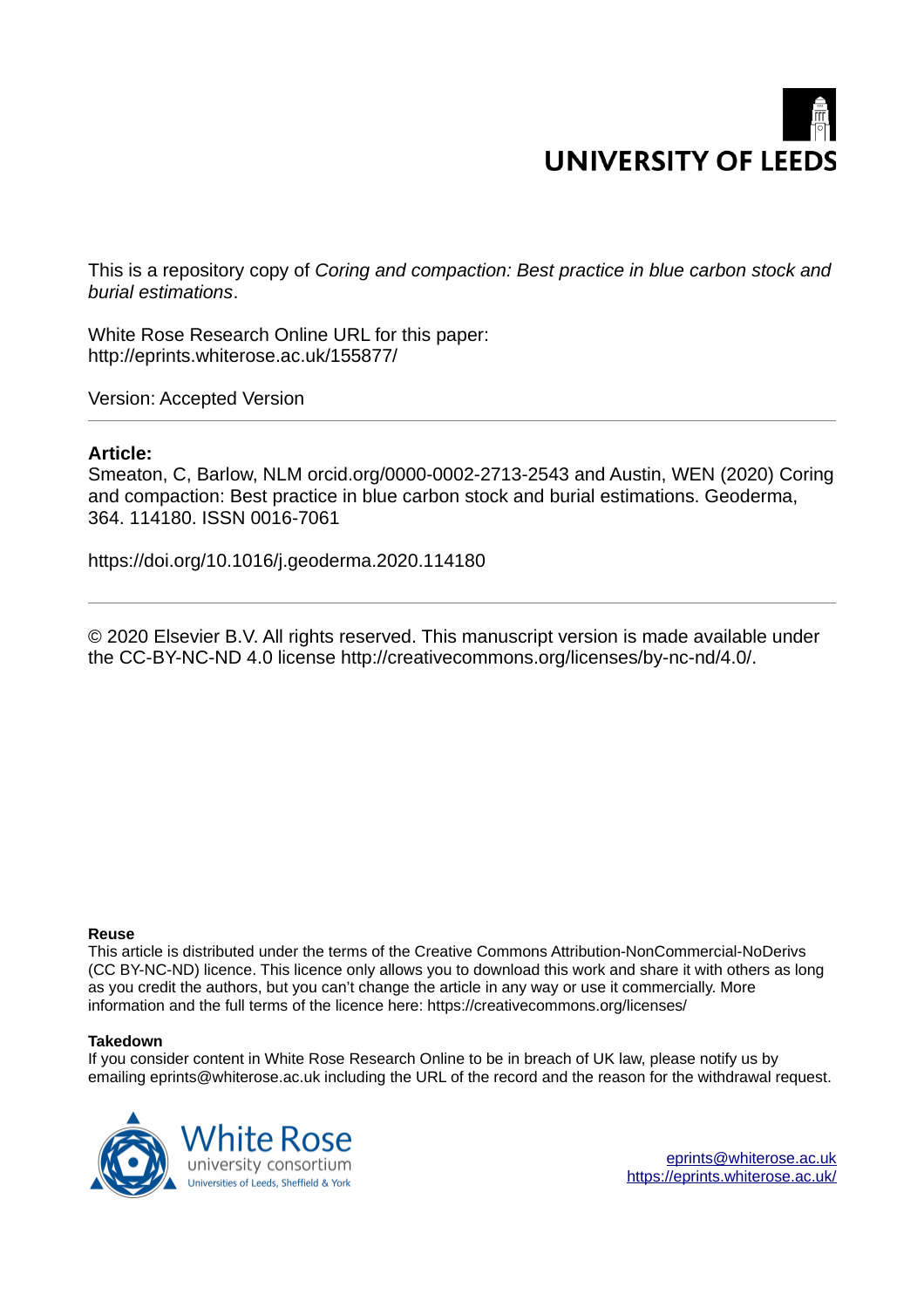UNIVERSITY OF LEEDS

This is a repository copy of *Coring and compaction: Best practice in blue carbon stock and burial estimations*.

White Rose Research Online URL for this paper:
http://eprints.whiterose.ac.uk/155877/

Version: Accepted Version

---

**Article:**

Smeaton, C, Barlow, NLM orcid.org/0000-0002-2713-2543 and Austin, WEN (2020) Coring and compaction: Best practice in blue carbon stock and burial estimations. Geoderma, 364. 114180. ISSN 0016-7061

https://doi.org/10.1016/j.geoderma.2020.114180

---

© 2020 Elsevier B.V. All rights reserved. This manuscript version is made available under the CC-BY-NC-ND 4.0 license http://creativecommons.org/licenses/by-nc-nd/4.0/.

**Reuse**

This article is distributed under the terms of the Creative Commons Attribution-NonCommercial-NoDerivs (CC BY-NC-ND) licence. This licence only allows you to download this work and share it with others as long as you credit the authors, but you can't change the article in any way or use it commercially. More information and the full terms of the licence here: https://creativecommons.org/licenses/

**Takedown**

If you consider content in White Rose Research Online to be in breach of UK law, please notify us by emailing eprints@whiterose.ac.uk including the URL of the record and the reason for the withdrawal request.

White Rose
university consortium
Universities of Leeds, Sheffield & York

eprints@whiterose.ac.uk
https://eprints.whiterose.ac.uk/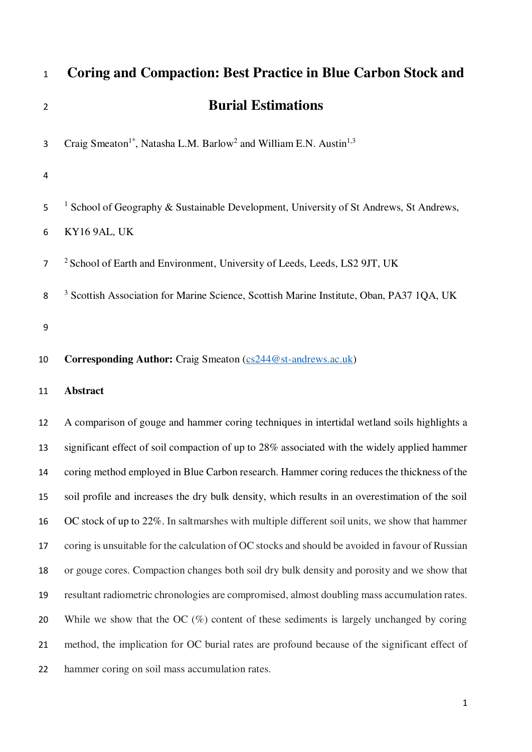# Coring and Compaction: Best Practice in Blue Carbon Stock and Burial Estimations

Craig Smeaton[1*], Natasha L.M. Barlow[2] and William E.N. Austin[1,3]

[1] School of Geography & Sustainable Development, University of St Andrews, St Andrews, KY16 9AL, UK

[2] School of Earth and Environment, University of Leeds, Leeds, LS2 9JT, UK

[3] Scottish Association for Marine Science, Scottish Marine Institute, Oban, PA37 1QA, UK

**Corresponding Author:** Craig Smeaton (cs244@st-andrews.ac.uk)

**Abstract**

A comparison of gouge and hammer coring techniques in intertidal wetland soils highlights a significant effect of soil compaction of up to 28% associated with the widely applied hammer coring method employed in Blue Carbon research. Hammer coring reduces the thickness of the soil profile and increases the dry bulk density, which results in an overestimation of the soil OC stock of up to 22%. In saltmarshes with multiple different soil units, we show that hammer coring is unsuitable for the calculation of OC stocks and should be avoided in favour of Russian or gouge cores. Compaction changes both soil dry bulk density and porosity and we show that resultant radiometric chronologies are compromised, almost doubling mass accumulation rates. While we show that the OC (%) content of these sediments is largely unchanged by coring method, the implication for OC burial rates are profound because of the significant effect of hammer coring on soil mass accumulation rates.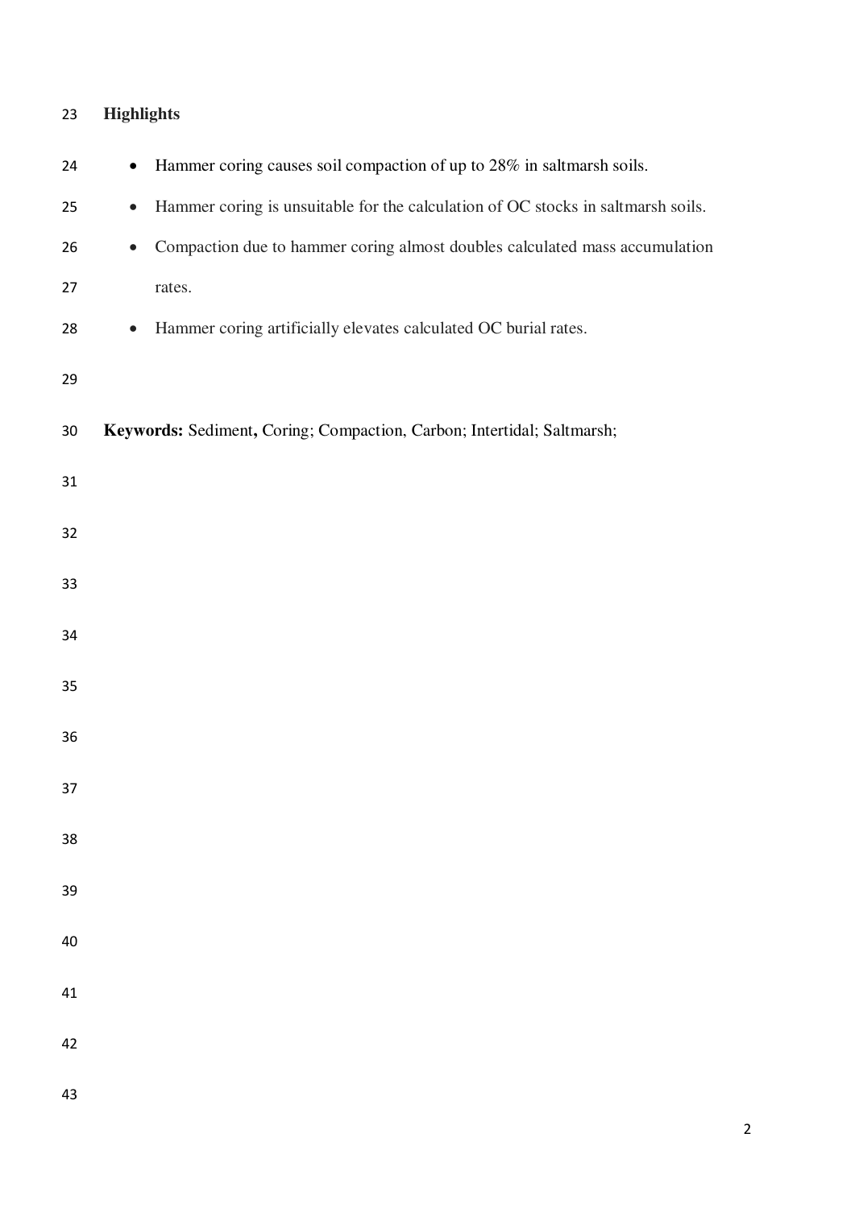## Highlights

- Hammer coring causes soil compaction of up to 28% in saltmarsh soils.
- Hammer coring is unsuitable for the calculation of OC stocks in saltmarsh soils.
- Compaction due to hammer coring almost doubles calculated mass accumulation rates.
- Hammer coring artificially elevates calculated OC burial rates.

**Keywords:** Sediment**,** Coring; Compaction, Carbon; Intertidal; Saltmarsh;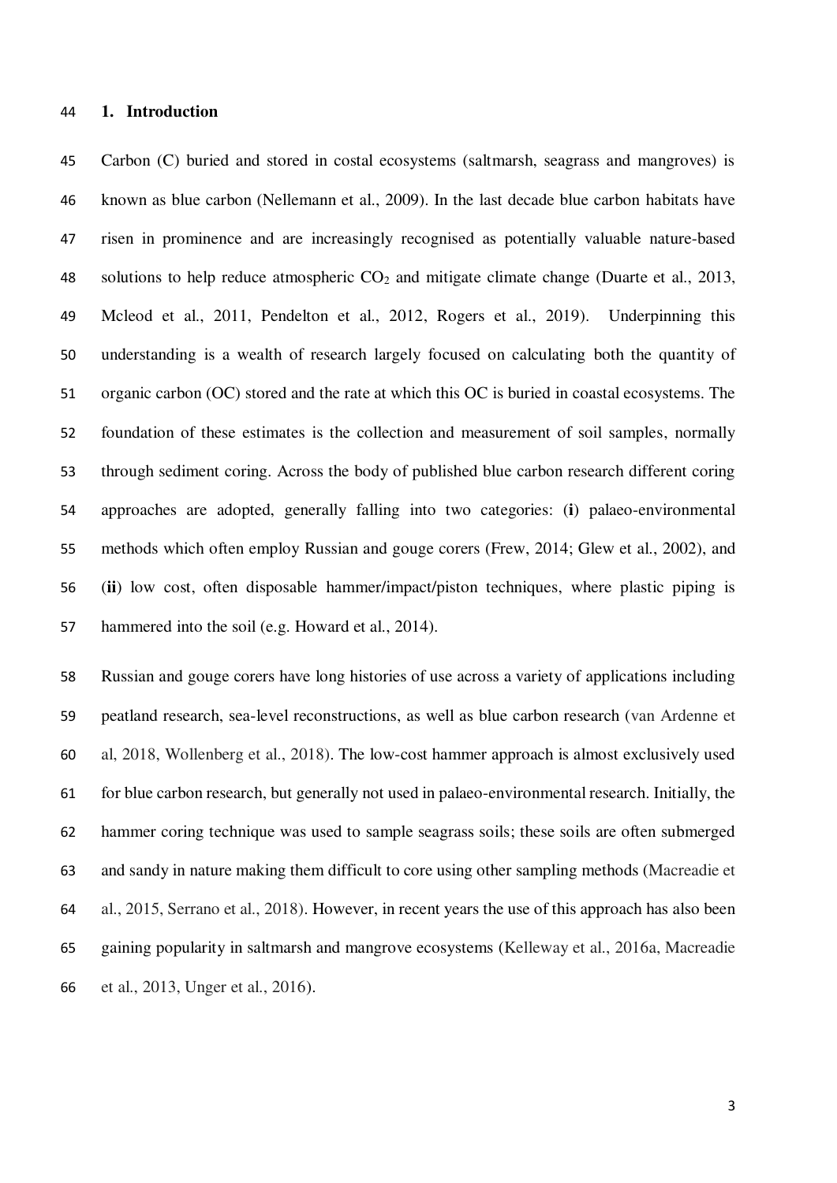# 1. Introduction

Carbon (C) buried and stored in costal ecosystems (saltmarsh, seagrass and mangroves) is known as blue carbon (Nellemann et al., 2009). In the last decade blue carbon habitats have risen in prominence and are increasingly recognised as potentially valuable nature-based solutions to help reduce atmospheric $CO_2$ and mitigate climate change (Duarte et al., 2013, Mcleod et al., 2011, Pendelton et al., 2012, Rogers et al., 2019). Underpinning this understanding is a wealth of research largely focused on calculating both the quantity of organic carbon (OC) stored and the rate at which this OC is buried in coastal ecosystems. The foundation of these estimates is the collection and measurement of soil samples, normally through sediment coring. Across the body of published blue carbon research different coring approaches are adopted, generally falling into two categories: (**i**) palaeo-environmental methods which often employ Russian and gouge corers (Frew, 2014; Glew et al., 2002), and (**ii**) low cost, often disposable hammer/impact/piston techniques, where plastic piping is hammered into the soil (e.g. Howard et al., 2014).

Russian and gouge corers have long histories of use across a variety of applications including peatland research, sea-level reconstructions, as well as blue carbon research (van Ardenne et al, 2018, Wollenberg et al., 2018). The low-cost hammer approach is almost exclusively used for blue carbon research, but generally not used in palaeo-environmental research. Initially, the hammer coring technique was used to sample seagrass soils; these soils are often submerged and sandy in nature making them difficult to core using other sampling methods (Macreadie et al., 2015, Serrano et al., 2018). However, in recent years the use of this approach has also been gaining popularity in saltmarsh and mangrove ecosystems (Kelleway et al., 2016a, Macreadie et al., 2013, Unger et al., 2016).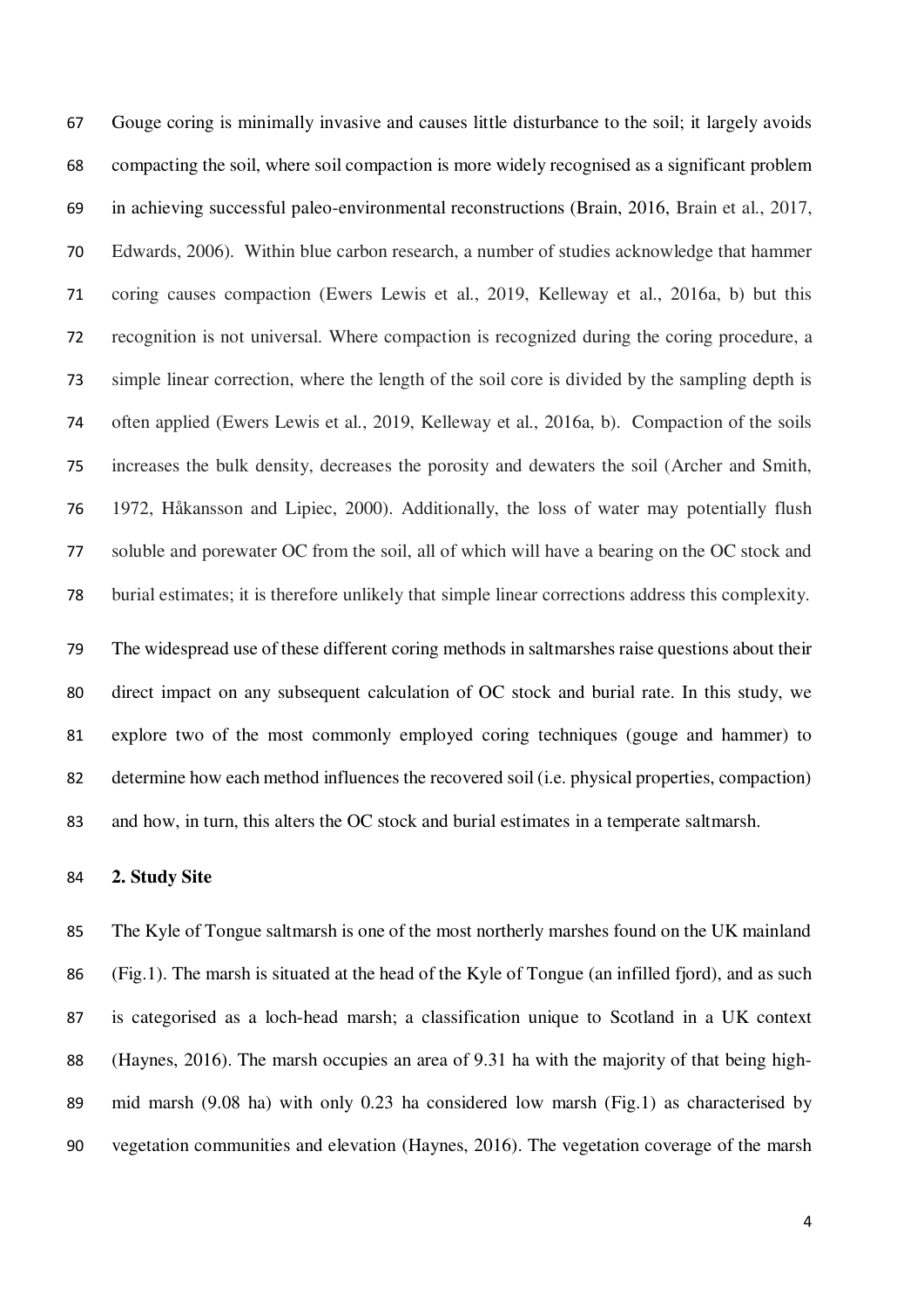Gouge coring is minimally invasive and causes little disturbance to the soil; it largely avoids compacting the soil, where soil compaction is more widely recognised as a significant problem in achieving successful paleo-environmental reconstructions (Brain, 2016, Brain et al., 2017, Edwards, 2006). Within blue carbon research, a number of studies acknowledge that hammer coring causes compaction (Ewers Lewis et al., 2019, Kelleway et al., 2016a, b) but this recognition is not universal. Where compaction is recognized during the coring procedure, a simple linear correction, where the length of the soil core is divided by the sampling depth is often applied (Ewers Lewis et al., 2019, Kelleway et al., 2016a, b). Compaction of the soils increases the bulk density, decreases the porosity and dewaters the soil (Archer and Smith, 1972, Håkansson and Lipiec, 2000). Additionally, the loss of water may potentially flush soluble and porewater OC from the soil, all of which will have a bearing on the OC stock and burial estimates; it is therefore unlikely that simple linear corrections address this complexity.

The widespread use of these different coring methods in saltmarshes raise questions about their direct impact on any subsequent calculation of OC stock and burial rate. In this study, we explore two of the most commonly employed coring techniques (gouge and hammer) to determine how each method influences the recovered soil (i.e. physical properties, compaction) and how, in turn, this alters the OC stock and burial estimates in a temperate saltmarsh.

## 2. Study Site

The Kyle of Tongue saltmarsh is one of the most northerly marshes found on the UK mainland (Fig.1). The marsh is situated at the head of the Kyle of Tongue (an infilled fjord), and as such is categorised as a loch-head marsh; a classification unique to Scotland in a UK context (Haynes, 2016). The marsh occupies an area of 9.31 ha with the majority of that being high-mid marsh (9.08 ha) with only 0.23 ha considered low marsh (Fig.1) as characterised by vegetation communities and elevation (Haynes, 2016). The vegetation coverage of the marsh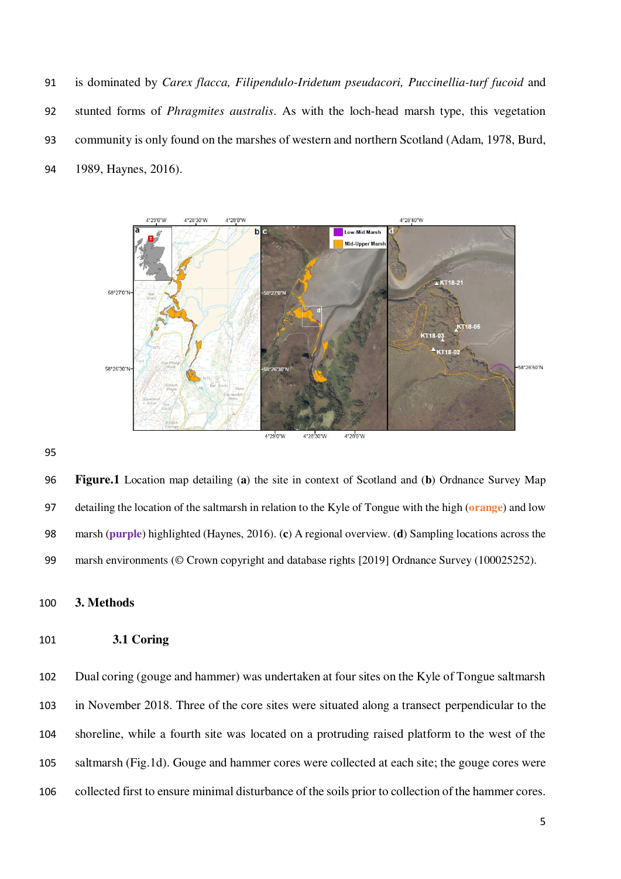is dominated by *Carex flacca, Filipendulo-Iridetum pseudacori, Puccinellia-turf fucoid* and stunted forms of *Phragmites australis*. As with the loch-head marsh type, this vegetation community is only found on the marshes of western and northern Scotland (Adam, 1978, Burd, 1989, Haynes, 2016).

a
b
c
d
Low-Mid Marsh
Mid-Upper Marsh
4°29'0"W
4°28'30"W
4°28'0"W
4°28'40"W
58°27'0"N
58°26'30"N
58°26'50"N
KT18-21
KT18-05
KT18-03
KT18-02

**Figure.1** Location map detailing (**a**) the site in context of Scotland and (**b**) Ordnance Survey Map detailing the location of the saltmarsh in relation to the Kyle of Tongue with the high (**orange**) and low marsh (**purple**) highlighted (Haynes, 2016). (**c**) A regional overview. (**d**) Sampling locations across the marsh environments (© Crown copyright and database rights [2019] Ordnance Survey (100025252).

## 3. Methods

### 3.1 Coring

Dual coring (gouge and hammer) was undertaken at four sites on the Kyle of Tongue saltmarsh in November 2018. Three of the core sites were situated along a transect perpendicular to the shoreline, while a fourth site was located on a protruding raised platform to the west of the saltmarsh (Fig.1d). Gouge and hammer cores were collected at each site; the gouge cores were collected first to ensure minimal disturbance of the soils prior to collection of the hammer cores.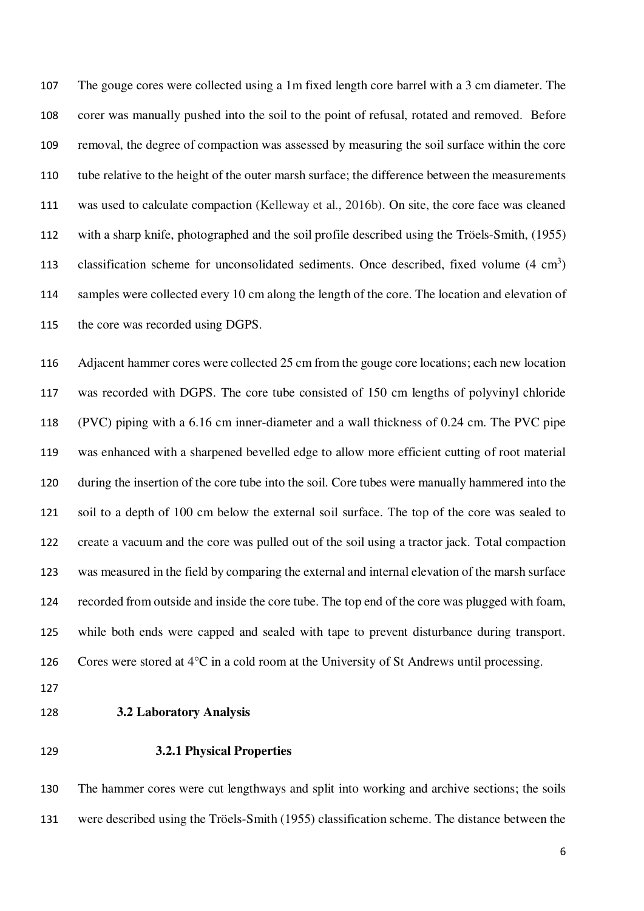The gouge cores were collected using a 1m fixed length core barrel with a 3 cm diameter. The corer was manually pushed into the soil to the point of refusal, rotated and removed. Before removal, the degree of compaction was assessed by measuring the soil surface within the core tube relative to the height of the outer marsh surface; the difference between the measurements was used to calculate compaction (Kelleway et al., 2016b). On site, the core face was cleaned with a sharp knife, photographed and the soil profile described using the Tröels-Smith, (1955) classification scheme for unconsolidated sediments. Once described, fixed volume (4 $cm^3$) samples were collected every 10 cm along the length of the core. The location and elevation of the core was recorded using DGPS.

Adjacent hammer cores were collected 25 cm from the gouge core locations; each new location was recorded with DGPS. The core tube consisted of 150 cm lengths of polyvinyl chloride (PVC) piping with a 6.16 cm inner-diameter and a wall thickness of 0.24 cm. The PVC pipe was enhanced with a sharpened bevelled edge to allow more efficient cutting of root material during the insertion of the core tube into the soil. Core tubes were manually hammered into the soil to a depth of 100 cm below the external soil surface. The top of the core was sealed to create a vacuum and the core was pulled out of the soil using a tractor jack. Total compaction was measured in the field by comparing the external and internal elevation of the marsh surface recorded from outside and inside the core tube. The top end of the core was plugged with foam, while both ends were capped and sealed with tape to prevent disturbance during transport. Cores were stored at 4°C in a cold room at the University of St Andrews until processing.

## 3.2 Laboratory Analysis

### 3.2.1 Physical Properties

The hammer cores were cut lengthways and split into working and archive sections; the soils were described using the Tröels-Smith (1955) classification scheme. The distance between the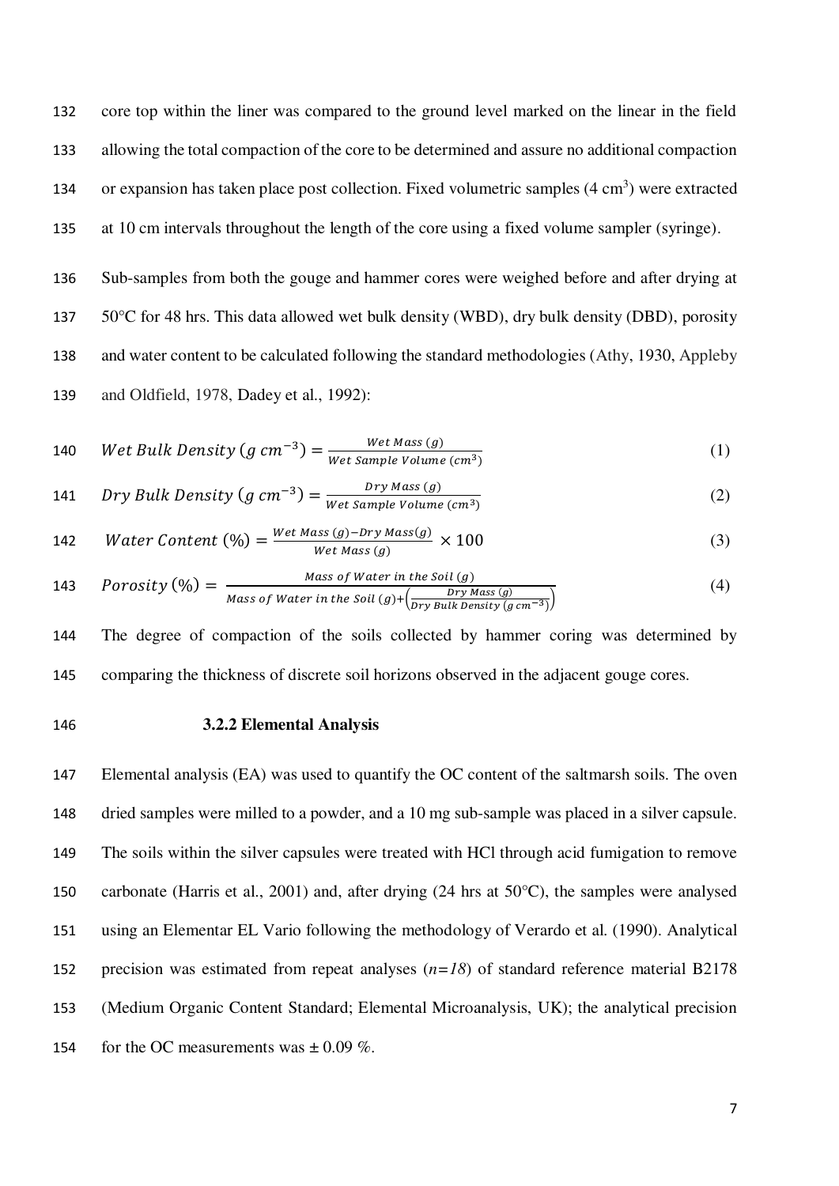core top within the liner was compared to the ground level marked on the linear in the field allowing the total compaction of the core to be determined and assure no additional compaction or expansion has taken place post collection. Fixed volumetric samples (4 $cm^3$) were extracted at 10 cm intervals throughout the length of the core using a fixed volume sampler (syringe).

Sub-samples from both the gouge and hammer cores were weighed before and after drying at 50°C for 48 hrs. This data allowed wet bulk density (WBD), dry bulk density (DBD), porosity and water content to be calculated following the standard methodologies (Athy, 1930, Appleby and Oldfield, 1978, Dadey et al., 1992):

$$Wet\ Bulk\ Density\ (g\ cm^{-3}) = \frac{Wet\ Mass\ (g)}{Wet\ Sample\ Volume\ (cm^3)} \quad (1)$$

$$Dry\ Bulk\ Density\ (g\ cm^{-3}) = \frac{Dry\ Mass\ (g)}{Wet\ Sample\ Volume\ (cm^3)} \quad (2)$$

$$Water\ Content\ (\%) = \frac{Wet\ Mass\ (g) - Dry\ Mass(g)}{Wet\ Mass\ (g)} \times 100 \quad (3)$$

$$Porosity\ (\%) = \frac{Mass\ of\ Water\ in\ the\ Soil\ (g)}{Mass\ of\ Water\ in\ the\ Soil\ (g) + \left(\frac{Dry\ Mass\ (g)}{Dry\ Bulk\ Density\ (g\ cm^{-3})}\right)} \quad (4)$$

The degree of compaction of the soils collected by hammer coring was determined by comparing the thickness of discrete soil horizons observed in the adjacent gouge cores.

### 3.2.2 Elemental Analysis

Elemental analysis (EA) was used to quantify the OC content of the saltmarsh soils. The oven dried samples were milled to a powder, and a 10 mg sub-sample was placed in a silver capsule. The soils within the silver capsules were treated with HCl through acid fumigation to remove carbonate (Harris et al., 2001) and, after drying (24 hrs at 50°C), the samples were analysed using an Elementar EL Vario following the methodology of Verardo et al. (1990). Analytical precision was estimated from repeat analyses (*n=18*) of standard reference material B2178 (Medium Organic Content Standard; Elemental Microanalysis, UK); the analytical precision for the OC measurements was ± 0.09 %.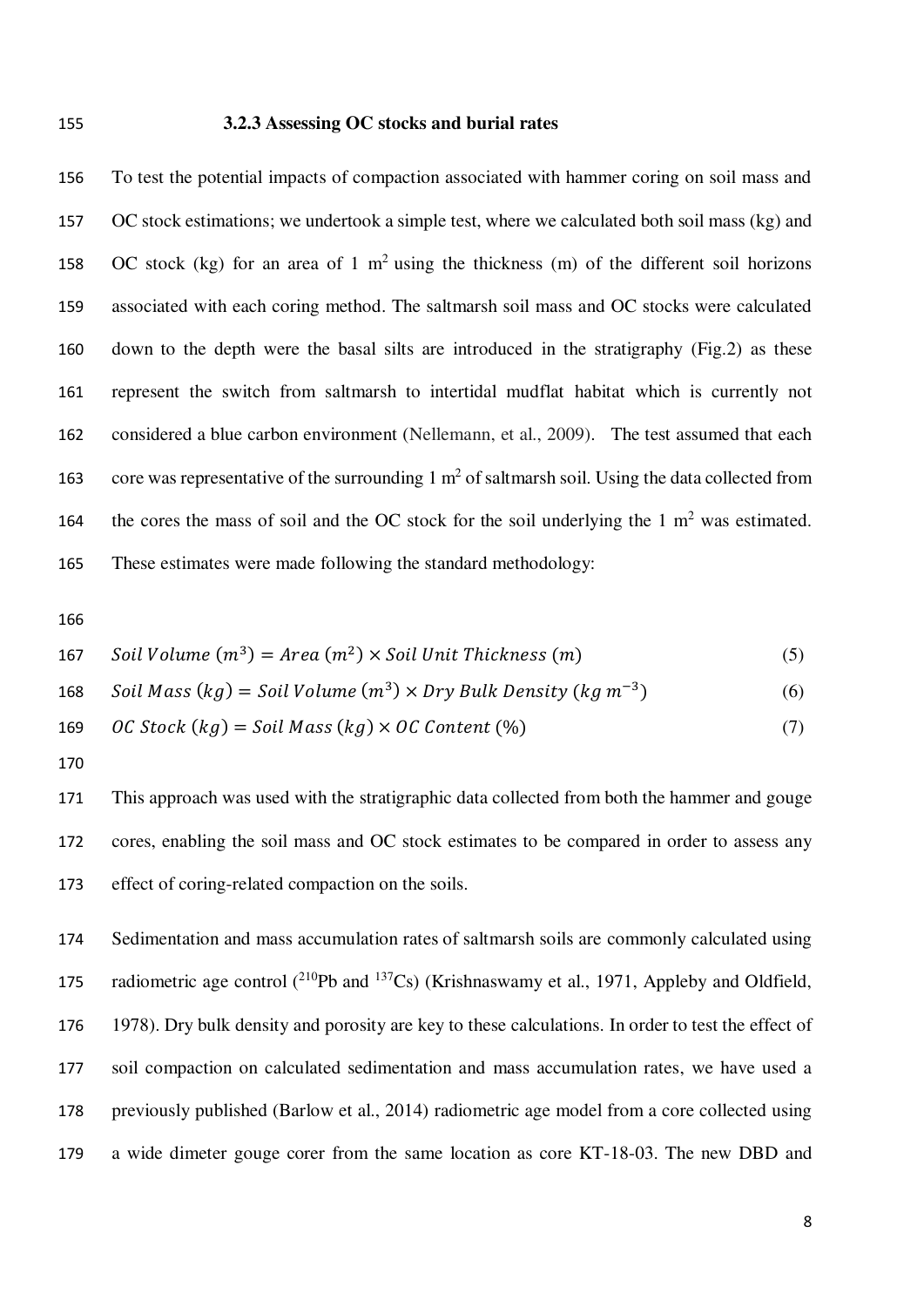### 3.2.3 Assessing OC stocks and burial rates

To test the potential impacts of compaction associated with hammer coring on soil mass and OC stock estimations; we undertook a simple test, where we calculated both soil mass (kg) and OC stock (kg) for an area of 1 $m^2$ using the thickness (m) of the different soil horizons associated with each coring method. The saltmarsh soil mass and OC stocks were calculated down to the depth were the basal silts are introduced in the stratigraphy (Fig.2) as these represent the switch from saltmarsh to intertidal mudflat habitat which is currently not considered a blue carbon environment (Nellemann, et al., 2009). The test assumed that each core was representative of the surrounding 1 $m^2$ of saltmarsh soil. Using the data collected from the cores the mass of soil and the OC stock for the soil underlying the 1 $m^2$ was estimated. These estimates were made following the standard methodology:

$$Soil\ Volume\ (m^3) = Area\ (m^2) \times Soil\ Unit\ Thickness\ (m) \quad (5)$$

$$Soil\ Mass\ (kg) = Soil\ Volume\ (m^3) \times Dry\ Bulk\ Density\ (kg\ m^{-3}) \quad (6)$$

$$OC\ Stock\ (kg) = Soil\ Mass\ (kg) \times OC\ Content\ (\%) \quad (7)$$

This approach was used with the stratigraphic data collected from both the hammer and gouge cores, enabling the soil mass and OC stock estimates to be compared in order to assess any effect of coring-related compaction on the soils.

Sedimentation and mass accumulation rates of saltmarsh soils are commonly calculated using radiometric age control ($^{210}Pb$ and $^{137}Cs$) (Krishnaswamy et al., 1971, Appleby and Oldfield, 1978). Dry bulk density and porosity are key to these calculations. In order to test the effect of soil compaction on calculated sedimentation and mass accumulation rates, we have used a previously published (Barlow et al., 2014) radiometric age model from a core collected using a wide dimeter gouge corer from the same location as core KT-18-03. The new DBD and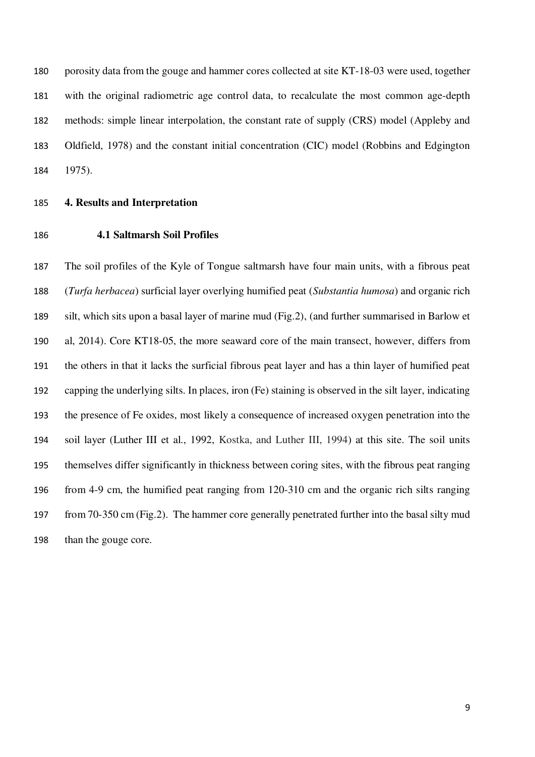porosity data from the gouge and hammer cores collected at site KT-18-03 were used, together with the original radiometric age control data, to recalculate the most common age-depth methods: simple linear interpolation, the constant rate of supply (CRS) model (Appleby and Oldfield, 1978) and the constant initial concentration (CIC) model (Robbins and Edgington 1975).

## 4. Results and Interpretation

### 4.1 Saltmarsh Soil Profiles

The soil profiles of the Kyle of Tongue saltmarsh have four main units, with a fibrous peat (*Turfa herbacea*) surficial layer overlying humified peat (*Substantia humosa*) and organic rich silt, which sits upon a basal layer of marine mud (Fig.2), (and further summarised in Barlow et al, 2014). Core KT18-05, the more seaward core of the main transect, however, differs from the others in that it lacks the surficial fibrous peat layer and has a thin layer of humified peat capping the underlying silts. In places, iron (Fe) staining is observed in the silt layer, indicating the presence of Fe oxides, most likely a consequence of increased oxygen penetration into the soil layer (Luther III et al., 1992, Kostka, and Luther III, 1994) at this site. The soil units themselves differ significantly in thickness between coring sites, with the fibrous peat ranging from 4-9 cm, the humified peat ranging from 120-310 cm and the organic rich silts ranging from 70-350 cm (Fig.2). The hammer core generally penetrated further into the basal silty mud than the gouge core.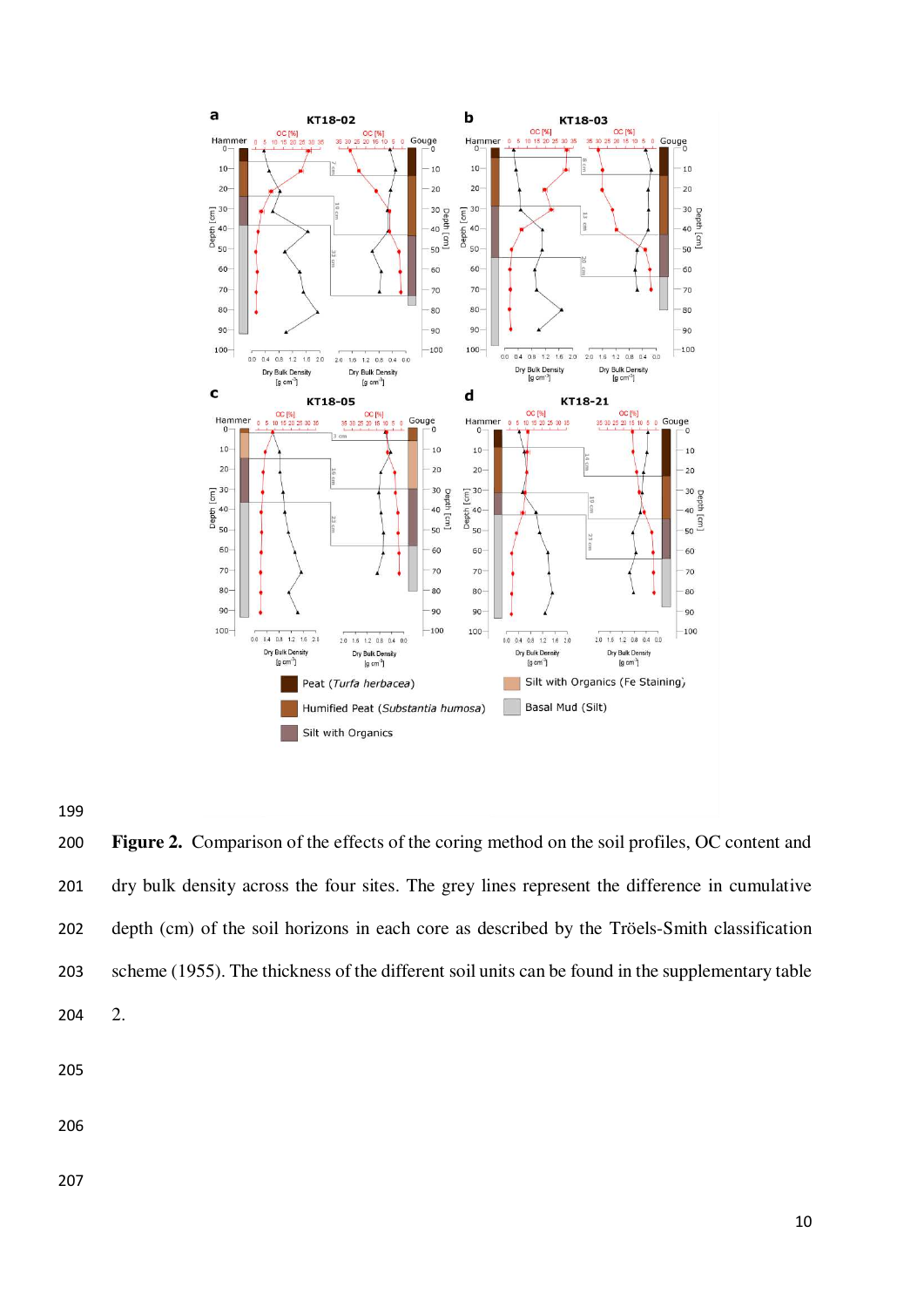**Figure 2.** Comparison of the effects of the coring method on the soil profiles, OC content and dry bulk density across the four sites. The grey lines represent the difference in cumulative depth (cm) of the soil horizons in each core as described by the Tröels-Smith classification scheme (1955). The thickness of the different soil units can be found in the supplementary table 2.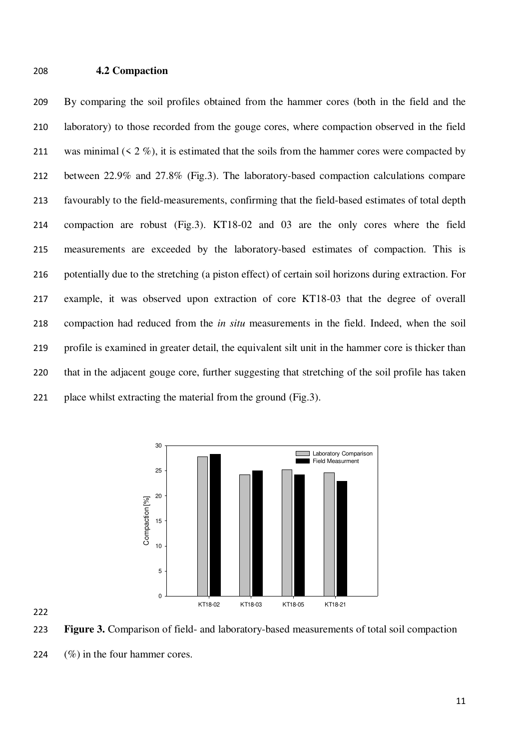### 4.2 Compaction

By comparing the soil profiles obtained from the hammer cores (both in the field and the laboratory) to those recorded from the gouge cores, where compaction observed in the field was minimal (< 2 %), it is estimated that the soils from the hammer cores were compacted by between 22.9% and 27.8% (Fig.3). The laboratory-based compaction calculations compare favourably to the field-measurements, confirming that the field-based estimates of total depth compaction are robust (Fig.3). KT18-02 and 03 are the only cores where the field measurements are exceeded by the laboratory-based estimates of compaction. This is potentially due to the stretching (a piston effect) of certain soil horizons during extraction. For example, it was observed upon extraction of core KT18-03 that the degree of overall compaction had reduced from the *in situ* measurements in the field. Indeed, when the soil profile is examined in greater detail, the equivalent silt unit in the hammer core is thicker than that in the adjacent gouge core, further suggesting that stretching of the soil profile has taken place whilst extracting the material from the ground (Fig.3).

Compaction [%]

0
5
10
15
20
25
30

KT18-02
KT18-03
KT18-05
KT18-21

Laboratory Comparison
Field Measurment

**Figure 3.** Comparison of field- and laboratory-based measurements of total soil compaction (%) in the four hammer cores.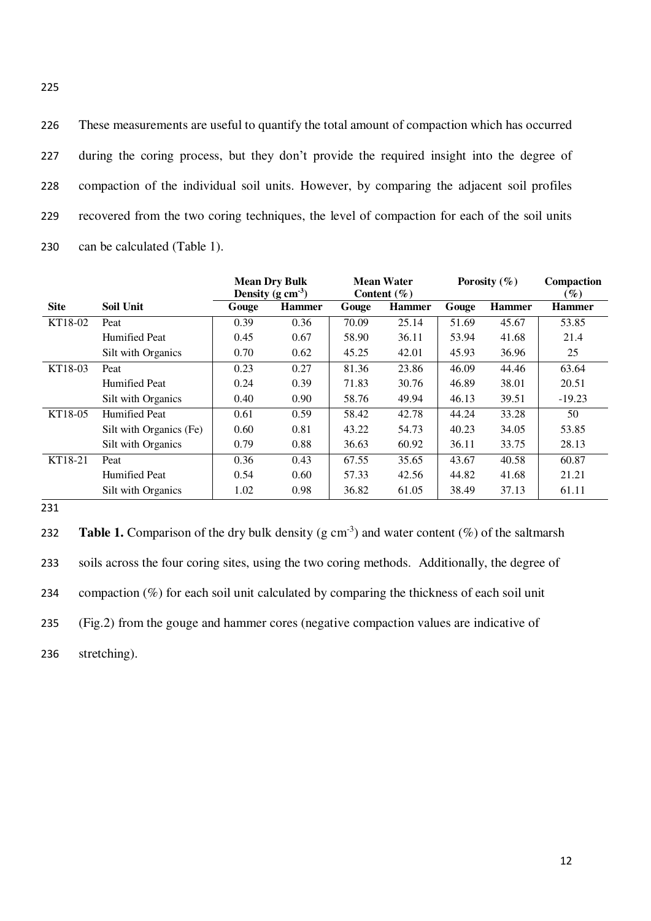These measurements are useful to quantify the total amount of compaction which has occurred during the coring process, but they don't provide the required insight into the degree of compaction of the individual soil units. However, by comparing the adjacent soil profiles recovered from the two coring techniques, the level of compaction for each of the soil units can be calculated (Table 1).

| | | Mean Dry Bulk Density (g cm$^{-3}$) | | Mean Water Content (%) | | Porosity (%) | | Compaction (%) |
|---|---|---|---|---|---|---|---|---|
| **Site** | **Soil Unit** | **Gouge** | **Hammer** | **Gouge** | **Hammer** | **Gouge** | **Hammer** | **Hammer** |
| KT18-02 | Peat | 0.39 | 0.36 | 70.09 | 25.14 | 51.69 | 45.67 | 53.85 |
| | Humified Peat | 0.45 | 0.67 | 58.90 | 36.11 | 53.94 | 41.68 | 21.4 |
| | Silt with Organics | 0.70 | 0.62 | 45.25 | 42.01 | 45.93 | 36.96 | 25 |
| KT18-03 | Peat | 0.23 | 0.27 | 81.36 | 23.86 | 46.09 | 44.46 | 63.64 |
| | Humified Peat | 0.24 | 0.39 | 71.83 | 30.76 | 46.89 | 38.01 | 20.51 |
| | Silt with Organics | 0.40 | 0.90 | 58.76 | 49.94 | 46.13 | 39.51 | -19.23 |
| KT18-05 | Humified Peat | 0.61 | 0.59 | 58.42 | 42.78 | 44.24 | 33.28 | 50 |
| | Silt with Organics (Fe) | 0.60 | 0.81 | 43.22 | 54.73 | 40.23 | 34.05 | 53.85 |
| | Silt with Organics | 0.79 | 0.88 | 36.63 | 60.92 | 36.11 | 33.75 | 28.13 |
| KT18-21 | Peat | 0.36 | 0.43 | 67.55 | 35.65 | 43.67 | 40.58 | 60.87 |
| | Humified Peat | 0.54 | 0.60 | 57.33 | 42.56 | 44.82 | 41.68 | 21.21 |
| | Silt with Organics | 1.02 | 0.98 | 36.82 | 61.05 | 38.49 | 37.13 | 61.11 |

**Table 1.** Comparison of the dry bulk density (g cm$^{-3}$) and water content (%) of the saltmarsh soils across the four coring sites, using the two coring methods. Additionally, the degree of compaction (%) for each soil unit calculated by comparing the thickness of each soil unit (Fig.2) from the gouge and hammer cores (negative compaction values are indicative of stretching).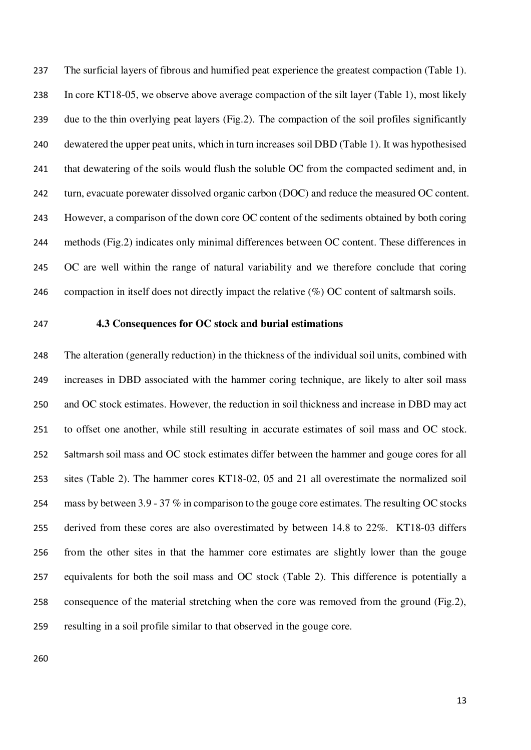The surficial layers of fibrous and humified peat experience the greatest compaction (Table 1). In core KT18-05, we observe above average compaction of the silt layer (Table 1), most likely due to the thin overlying peat layers (Fig.2). The compaction of the soil profiles significantly dewatered the upper peat units, which in turn increases soil DBD (Table 1). It was hypothesised that dewatering of the soils would flush the soluble OC from the compacted sediment and, in turn, evacuate porewater dissolved organic carbon (DOC) and reduce the measured OC content. However, a comparison of the down core OC content of the sediments obtained by both coring methods (Fig.2) indicates only minimal differences between OC content. These differences in OC are well within the range of natural variability and we therefore conclude that coring compaction in itself does not directly impact the relative (%) OC content of saltmarsh soils.

### 4.3 Consequences for OC stock and burial estimations

The alteration (generally reduction) in the thickness of the individual soil units, combined with increases in DBD associated with the hammer coring technique, are likely to alter soil mass and OC stock estimates. However, the reduction in soil thickness and increase in DBD may act to offset one another, while still resulting in accurate estimates of soil mass and OC stock. Saltmarsh soil mass and OC stock estimates differ between the hammer and gouge cores for all sites (Table 2). The hammer cores KT18-02, 05 and 21 all overestimate the normalized soil mass by between 3.9 - 37 % in comparison to the gouge core estimates. The resulting OC stocks derived from these cores are also overestimated by between 14.8 to 22%. KT18-03 differs from the other sites in that the hammer core estimates are slightly lower than the gouge equivalents for both the soil mass and OC stock (Table 2). This difference is potentially a consequence of the material stretching when the core was removed from the ground (Fig.2), resulting in a soil profile similar to that observed in the gouge core.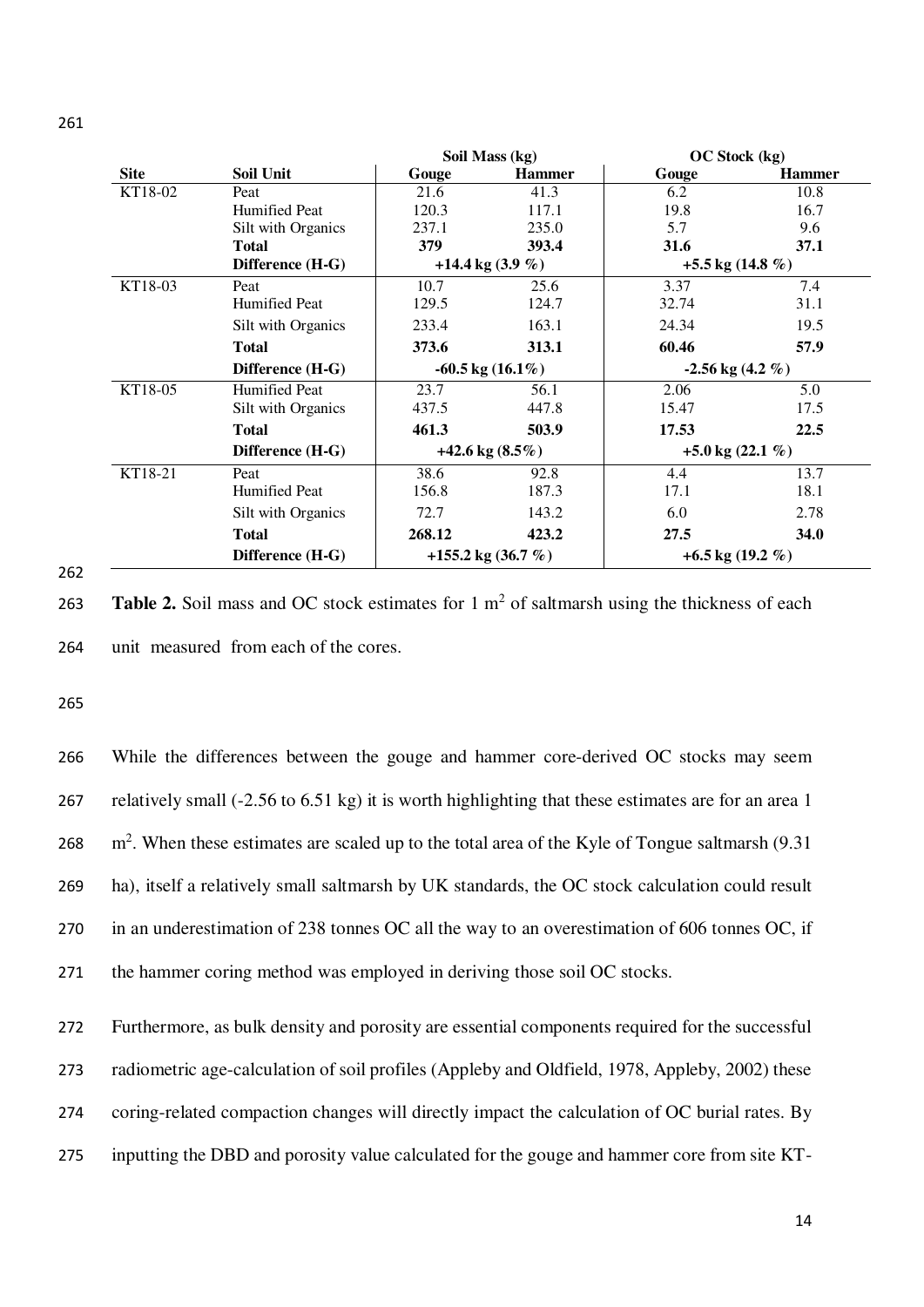| Site | Soil Unit | Soil Mass (kg) | | OC Stock (kg) | |
|---|---|---|---|---|---|
| | | Gouge | Hammer | Gouge | Hammer |
| KT18-02 | Peat | 21.6 | 41.3 | 6.2 | 10.8 |
| | Humified Peat | 120.3 | 117.1 | 19.8 | 16.7 |
| | Silt with Organics | 237.1 | 235.0 | 5.7 | 9.6 |
| | **Total** | **379** | **393.4** | **31.6** | **37.1** |
| | **Difference (H-G)** | **+14.4 kg (3.9 %)** | | **+5.5 kg (14.8 %)** | |
| KT18-03 | Peat | 10.7 | 25.6 | 3.37 | 7.4 |
| | Humified Peat | 129.5 | 124.7 | 32.74 | 31.1 |
| | Silt with Organics | 233.4 | 163.1 | 24.34 | 19.5 |
| | **Total** | **373.6** | **313.1** | **60.46** | **57.9** |
| | **Difference (H-G)** | **-60.5 kg (16.1%)** | | **-2.56 kg (4.2 %)** | |
| KT18-05 | Humified Peat | 23.7 | 56.1 | 2.06 | 5.0 |
| | Silt with Organics | 437.5 | 447.8 | 15.47 | 17.5 |
| | **Total** | **461.3** | **503.9** | **17.53** | **22.5** |
| | **Difference (H-G)** | **+42.6 kg (8.5%)** | | **+5.0 kg (22.1 %)** | |
| KT18-21 | Peat | 38.6 | 92.8 | 4.4 | 13.7 |
| | Humified Peat | 156.8 | 187.3 | 17.1 | 18.1 |
| | Silt with Organics | 72.7 | 143.2 | 6.0 | 2.78 |
| | **Total** | **268.12** | **423.2** | **27.5** | **34.0** |
| | **Difference (H-G)** | **+155.2 kg (36.7 %)** | | **+6.5 kg (19.2 %)** | |

**Table 2.** Soil mass and OC stock estimates for 1 $m^2$ of saltmarsh using the thickness of each unit measured from each of the cores.

While the differences between the gouge and hammer core-derived OC stocks may seem relatively small (-2.56 to 6.51 kg) it is worth highlighting that these estimates are for an area 1 $m^2$. When these estimates are scaled up to the total area of the Kyle of Tongue saltmarsh (9.31 ha), itself a relatively small saltmarsh by UK standards, the OC stock calculation could result in an underestimation of 238 tonnes OC all the way to an overestimation of 606 tonnes OC, if the hammer coring method was employed in deriving those soil OC stocks.

Furthermore, as bulk density and porosity are essential components required for the successful radiometric age-calculation of soil profiles (Appleby and Oldfield, 1978, Appleby, 2002) these coring-related compaction changes will directly impact the calculation of OC burial rates. By inputting the DBD and porosity value calculated for the gouge and hammer core from site KT-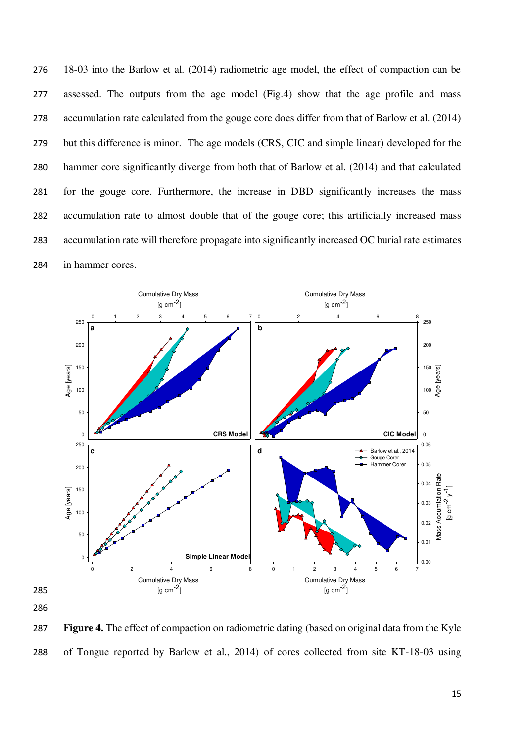18-03 into the Barlow et al. (2014) radiometric age model, the effect of compaction can be assessed. The outputs from the age model (Fig.4) show that the age profile and mass accumulation rate calculated from the gouge core does differ from that of Barlow et al. (2014) but this difference is minor. The age models (CRS, CIC and simple linear) developed for the hammer core significantly diverge from both that of Barlow et al. (2014) and that calculated for the gouge core. Furthermore, the increase in DBD significantly increases the mass accumulation rate to almost double that of the gouge core; this artificially increased mass accumulation rate will therefore propagate into significantly increased OC burial rate estimates in hammer cores.

Cumulative Dry Mass
[g cm$^{-2}$]
0 1 2 3 4 5 6 7
0 2 4 6 8
a
b
Age [years]
0 50 100 150 200 250
CRS Model
CIC Model
c
d
Simple Linear Model
Barlow et al., 2014
Gouge Corer
Hammer Corer
Mass Accumulation Rate
[g cm$^{-2}$ y$^{-1}$]
0.00 0.01 0.02 0.03 0.04 0.05 0.06
0 2 4 6 8
0 1 2 3 4 5 6 7

**Figure 4.** The effect of compaction on radiometric dating (based on original data from the Kyle of Tongue reported by Barlow et al., 2014) of cores collected from site KT-18-03 using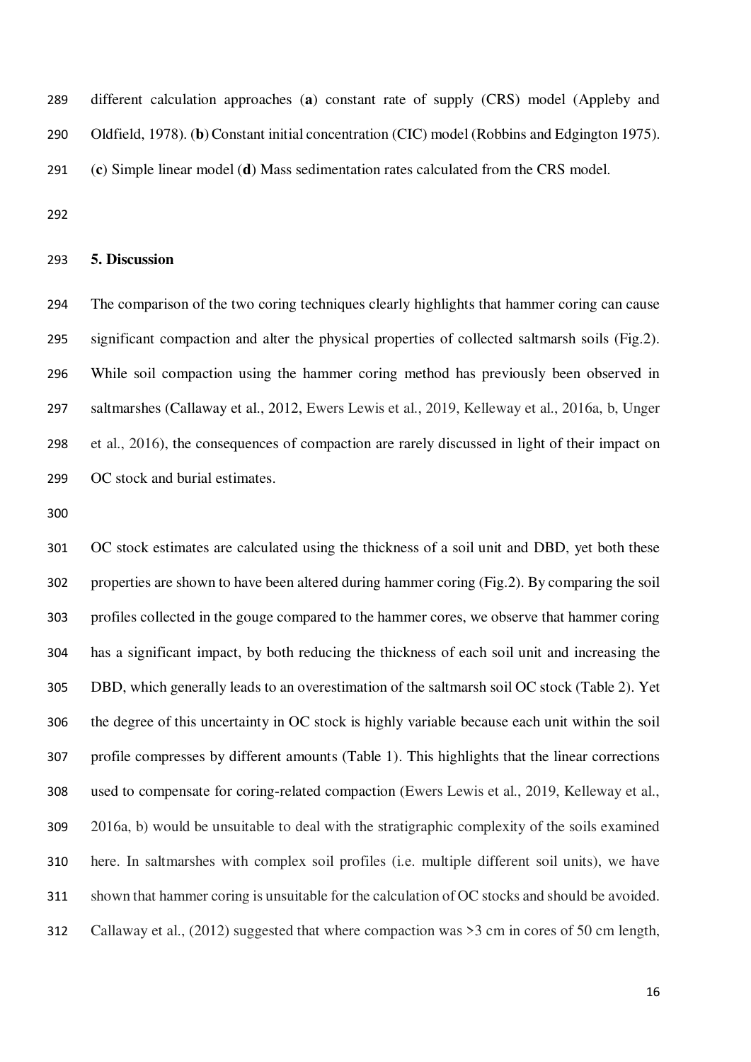different calculation approaches (**a**) constant rate of supply (CRS) model (Appleby and Oldfield, 1978). (**b**) Constant initial concentration (CIC) model (Robbins and Edgington 1975). (**c**) Simple linear model (**d**) Mass sedimentation rates calculated from the CRS model.

## 5. Discussion

The comparison of the two coring techniques clearly highlights that hammer coring can cause significant compaction and alter the physical properties of collected saltmarsh soils (Fig.2). While soil compaction using the hammer coring method has previously been observed in saltmarshes (Callaway et al., 2012, Ewers Lewis et al., 2019, Kelleway et al., 2016a, b, Unger et al., 2016), the consequences of compaction are rarely discussed in light of their impact on OC stock and burial estimates.

OC stock estimates are calculated using the thickness of a soil unit and DBD, yet both these properties are shown to have been altered during hammer coring (Fig.2). By comparing the soil profiles collected in the gouge compared to the hammer cores, we observe that hammer coring has a significant impact, by both reducing the thickness of each soil unit and increasing the DBD, which generally leads to an overestimation of the saltmarsh soil OC stock (Table 2). Yet the degree of this uncertainty in OC stock is highly variable because each unit within the soil profile compresses by different amounts (Table 1). This highlights that the linear corrections used to compensate for coring-related compaction (Ewers Lewis et al., 2019, Kelleway et al., 2016a, b) would be unsuitable to deal with the stratigraphic complexity of the soils examined here. In saltmarshes with complex soil profiles (i.e. multiple different soil units), we have shown that hammer coring is unsuitable for the calculation of OC stocks and should be avoided. Callaway et al., (2012) suggested that where compaction was >3 cm in cores of 50 cm length,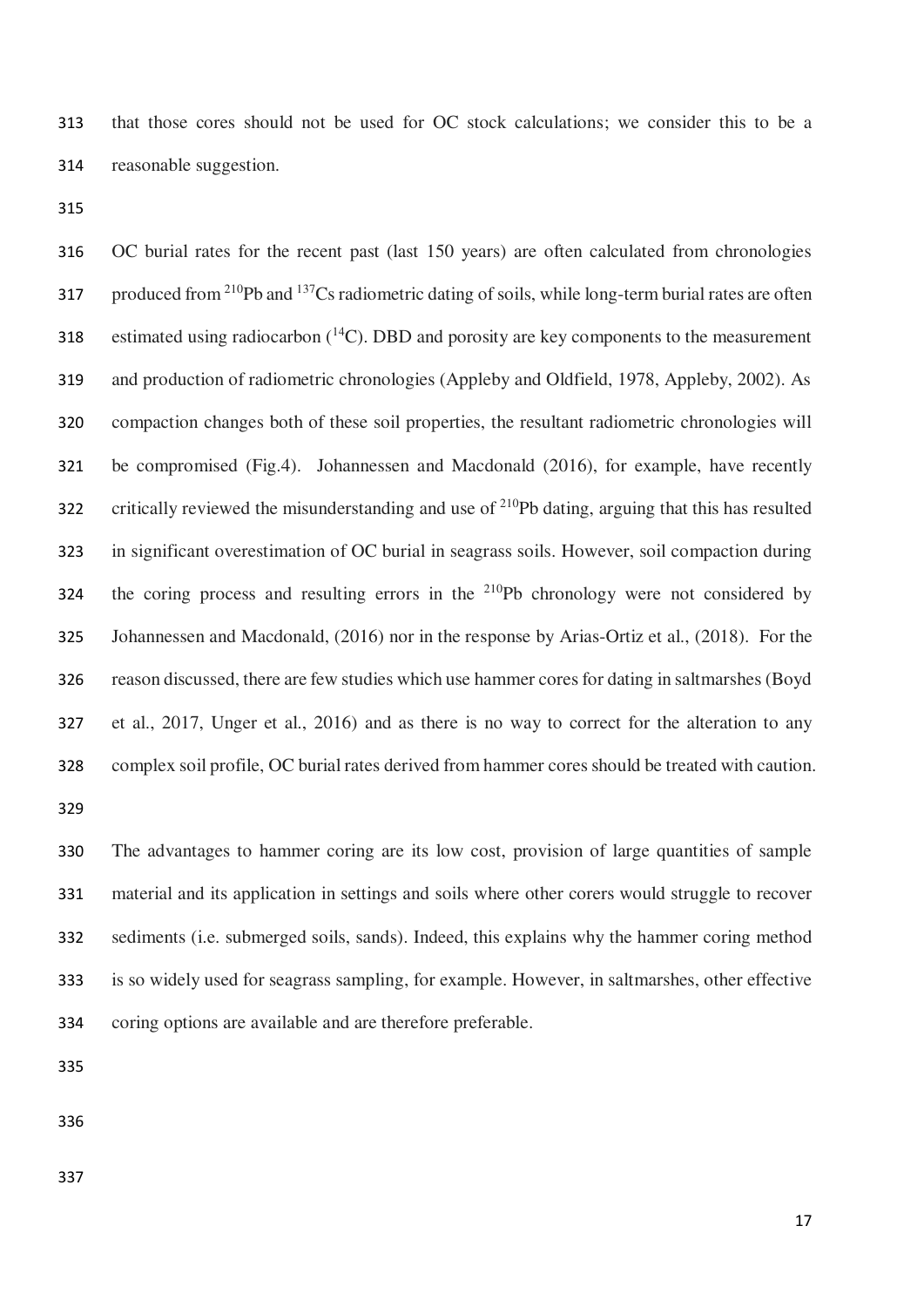that those cores should not be used for OC stock calculations; we consider this to be a reasonable suggestion.

OC burial rates for the recent past (last 150 years) are often calculated from chronologies produced from $^{210}Pb$ and $^{137}Cs$ radiometric dating of soils, while long-term burial rates are often estimated using radiocarbon ($^{14}C$). DBD and porosity are key components to the measurement and production of radiometric chronologies (Appleby and Oldfield, 1978, Appleby, 2002). As compaction changes both of these soil properties, the resultant radiometric chronologies will be compromised (Fig.4). Johannessen and Macdonald (2016), for example, have recently critically reviewed the misunderstanding and use of $^{210}Pb$ dating, arguing that this has resulted in significant overestimation of OC burial in seagrass soils. However, soil compaction during the coring process and resulting errors in the $^{210}Pb$ chronology were not considered by Johannessen and Macdonald, (2016) nor in the response by Arias-Ortiz et al., (2018). For the reason discussed, there are few studies which use hammer cores for dating in saltmarshes (Boyd et al., 2017, Unger et al., 2016) and as there is no way to correct for the alteration to any complex soil profile, OC burial rates derived from hammer cores should be treated with caution.

The advantages to hammer coring are its low cost, provision of large quantities of sample material and its application in settings and soils where other corers would struggle to recover sediments (i.e. submerged soils, sands). Indeed, this explains why the hammer coring method is so widely used for seagrass sampling, for example. However, in saltmarshes, other effective coring options are available and are therefore preferable.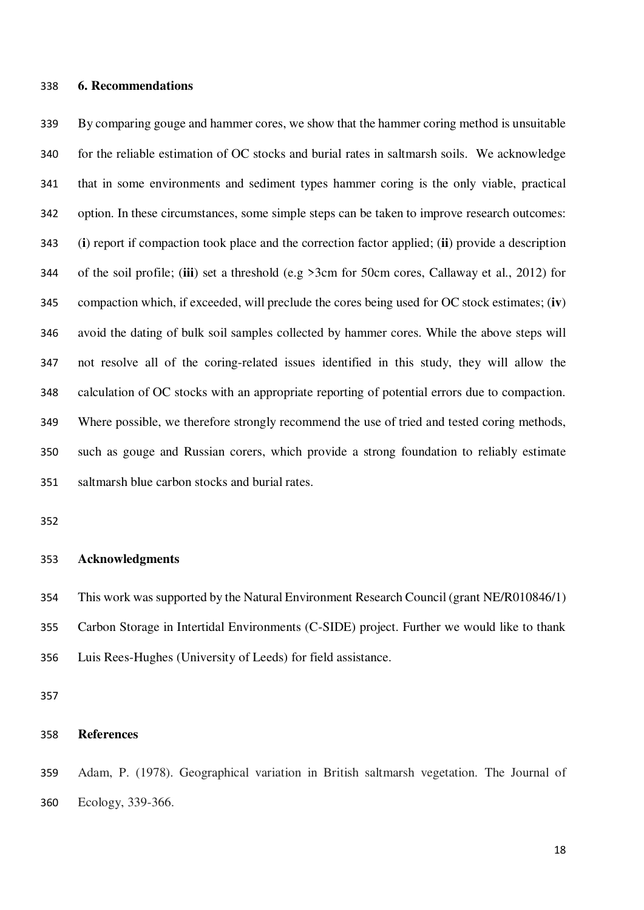## 6. Recommendations

By comparing gouge and hammer cores, we show that the hammer coring method is unsuitable for the reliable estimation of OC stocks and burial rates in saltmarsh soils. We acknowledge that in some environments and sediment types hammer coring is the only viable, practical option. In these circumstances, some simple steps can be taken to improve research outcomes: (**i**) report if compaction took place and the correction factor applied; (**ii**) provide a description of the soil profile; (**iii**) set a threshold (e.g >3cm for 50cm cores, Callaway et al., 2012) for compaction which, if exceeded, will preclude the cores being used for OC stock estimates; (**iv**) avoid the dating of bulk soil samples collected by hammer cores. While the above steps will not resolve all of the coring-related issues identified in this study, they will allow the calculation of OC stocks with an appropriate reporting of potential errors due to compaction. Where possible, we therefore strongly recommend the use of tried and tested coring methods, such as gouge and Russian corers, which provide a strong foundation to reliably estimate saltmarsh blue carbon stocks and burial rates.

## Acknowledgments

This work was supported by the Natural Environment Research Council (grant NE/R010846/1) Carbon Storage in Intertidal Environments (C-SIDE) project. Further we would like to thank Luis Rees-Hughes (University of Leeds) for field assistance.

## References

Adam, P. (1978). Geographical variation in British saltmarsh vegetation. The Journal of Ecology, 339-366.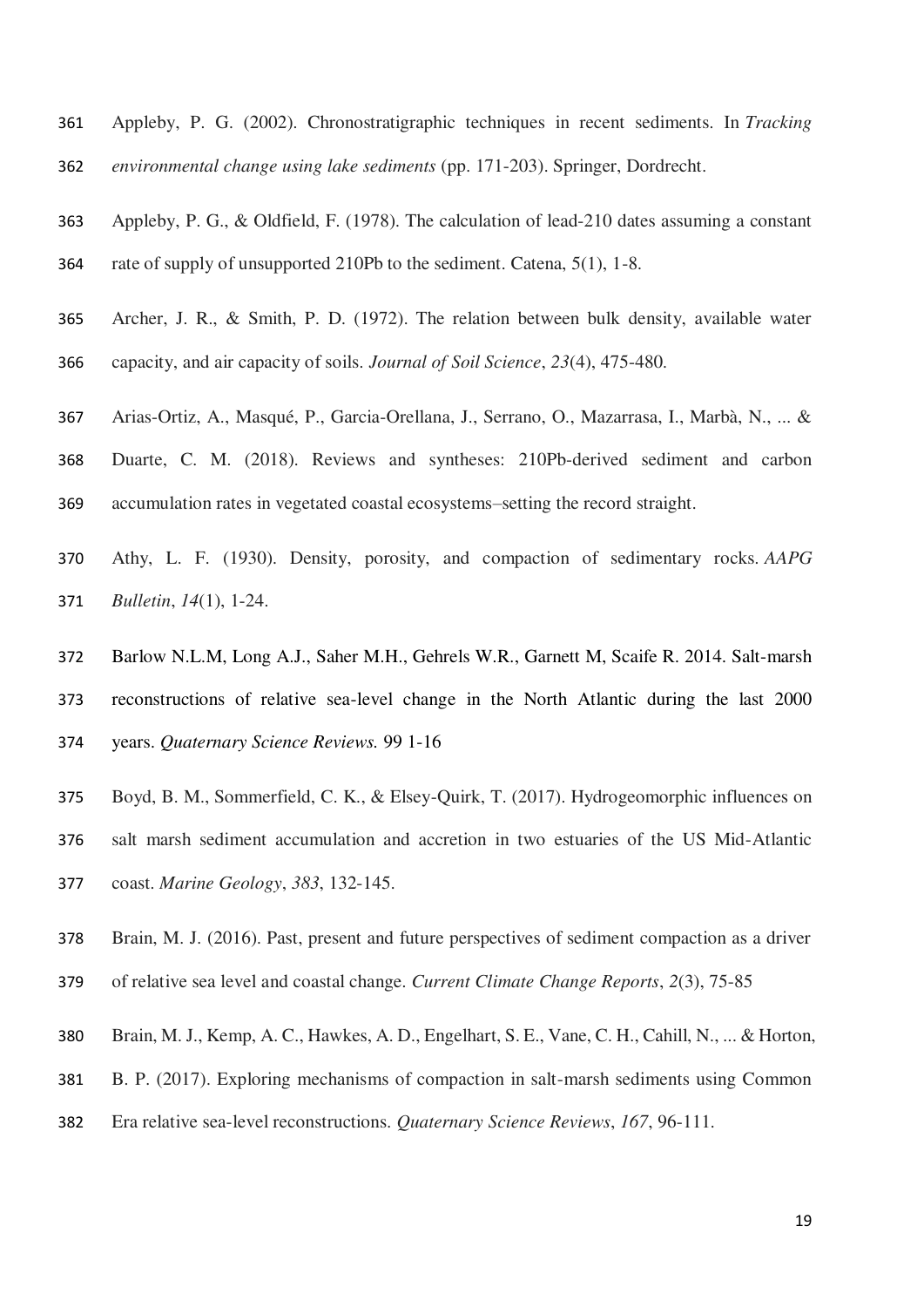Appleby, P. G. (2002). Chronostratigraphic techniques in recent sediments. In *Tracking environmental change using lake sediments* (pp. 171-203). Springer, Dordrecht.

Appleby, P. G., & Oldfield, F. (1978). The calculation of lead-210 dates assuming a constant rate of supply of unsupported 210Pb to the sediment. Catena, 5(1), 1-8.

Archer, J. R., & Smith, P. D. (1972). The relation between bulk density, available water capacity, and air capacity of soils. *Journal of Soil Science*, *23*(4), 475-480.

Arias-Ortiz, A., Masqué, P., Garcia-Orellana, J., Serrano, O., Mazarrasa, I., Marbà, N., ... & Duarte, C. M. (2018). Reviews and syntheses: 210Pb-derived sediment and carbon accumulation rates in vegetated coastal ecosystems–setting the record straight.

Athy, L. F. (1930). Density, porosity, and compaction of sedimentary rocks. *AAPG Bulletin*, *14*(1), 1-24.

Barlow N.L.M, Long A.J., Saher M.H., Gehrels W.R., Garnett M, Scaife R. 2014. Salt-marsh reconstructions of relative sea-level change in the North Atlantic during the last 2000 years. *Quaternary Science Reviews.* 99 1-16

Boyd, B. M., Sommerfield, C. K., & Elsey-Quirk, T. (2017). Hydrogeomorphic influences on salt marsh sediment accumulation and accretion in two estuaries of the US Mid-Atlantic coast. *Marine Geology*, *383*, 132-145.

Brain, M. J. (2016). Past, present and future perspectives of sediment compaction as a driver of relative sea level and coastal change. *Current Climate Change Reports*, *2*(3), 75-85

Brain, M. J., Kemp, A. C., Hawkes, A. D., Engelhart, S. E., Vane, C. H., Cahill, N., ... & Horton, B. P. (2017). Exploring mechanisms of compaction in salt-marsh sediments using Common Era relative sea-level reconstructions. *Quaternary Science Reviews*, *167*, 96-111.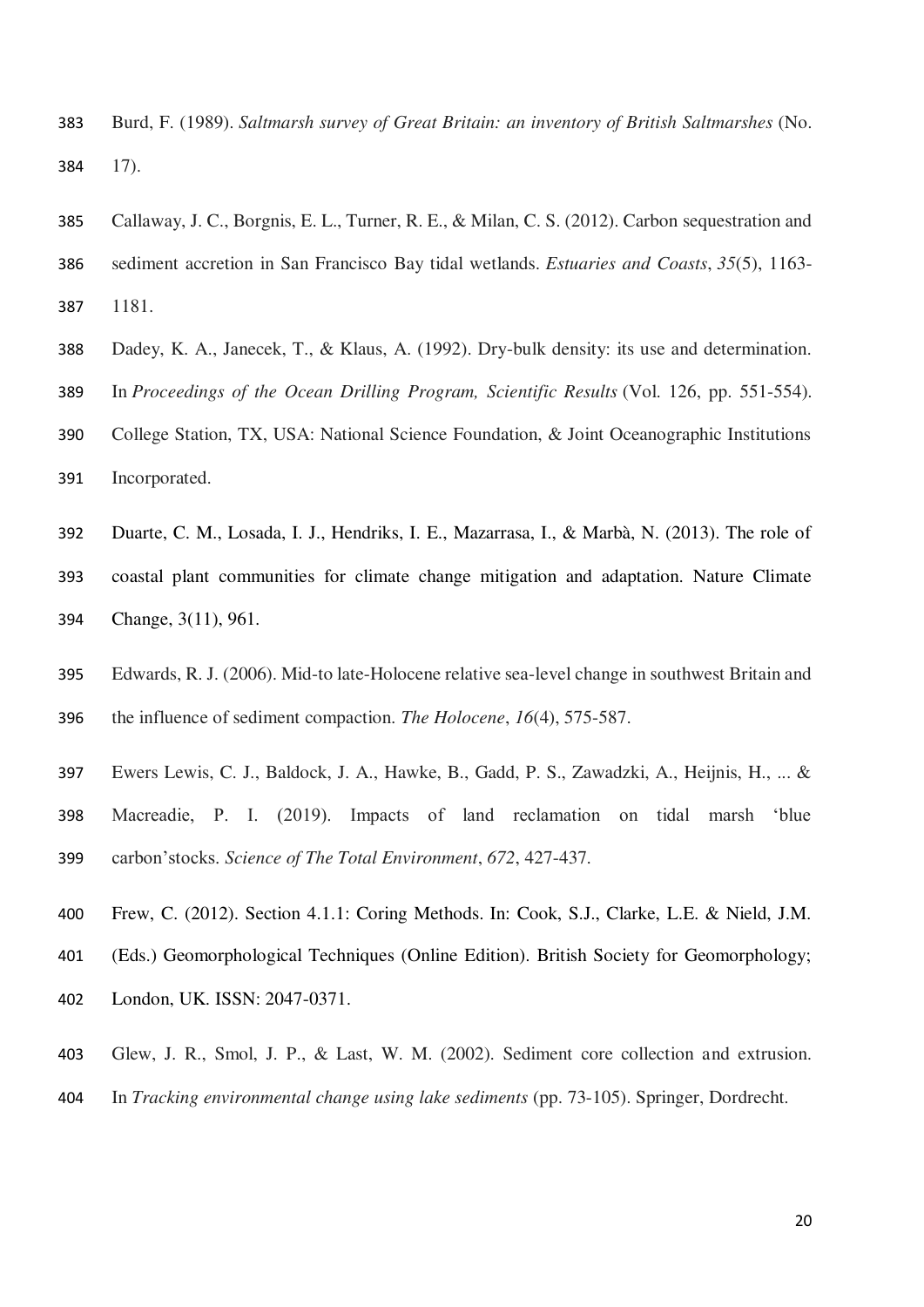Burd, F. (1989). *Saltmarsh survey of Great Britain: an inventory of British Saltmarshes* (No. 17).

Callaway, J. C., Borgnis, E. L., Turner, R. E., & Milan, C. S. (2012). Carbon sequestration and sediment accretion in San Francisco Bay tidal wetlands. *Estuaries and Coasts*, *35*(5), 1163-1181.

Dadey, K. A., Janecek, T., & Klaus, A. (1992). Dry-bulk density: its use and determination. In *Proceedings of the Ocean Drilling Program, Scientific Results* (Vol. 126, pp. 551-554). College Station, TX, USA: National Science Foundation, & Joint Oceanographic Institutions Incorporated.

Duarte, C. M., Losada, I. J., Hendriks, I. E., Mazarrasa, I., & Marbà, N. (2013). The role of coastal plant communities for climate change mitigation and adaptation. Nature Climate Change, 3(11), 961.

Edwards, R. J. (2006). Mid-to late-Holocene relative sea-level change in southwest Britain and the influence of sediment compaction. *The Holocene*, *16*(4), 575-587.

Ewers Lewis, C. J., Baldock, J. A., Hawke, B., Gadd, P. S., Zawadzki, A., Heijnis, H., ... & Macreadie, P. I. (2019). Impacts of land reclamation on tidal marsh 'blue carbon'stocks. *Science of The Total Environment*, *672*, 427-437.

Frew, C. (2012). Section 4.1.1: Coring Methods. In: Cook, S.J., Clarke, L.E. & Nield, J.M. (Eds.) Geomorphological Techniques (Online Edition). British Society for Geomorphology; London, UK. ISSN: 2047-0371.

Glew, J. R., Smol, J. P., & Last, W. M. (2002). Sediment core collection and extrusion. In *Tracking environmental change using lake sediments* (pp. 73-105). Springer, Dordrecht.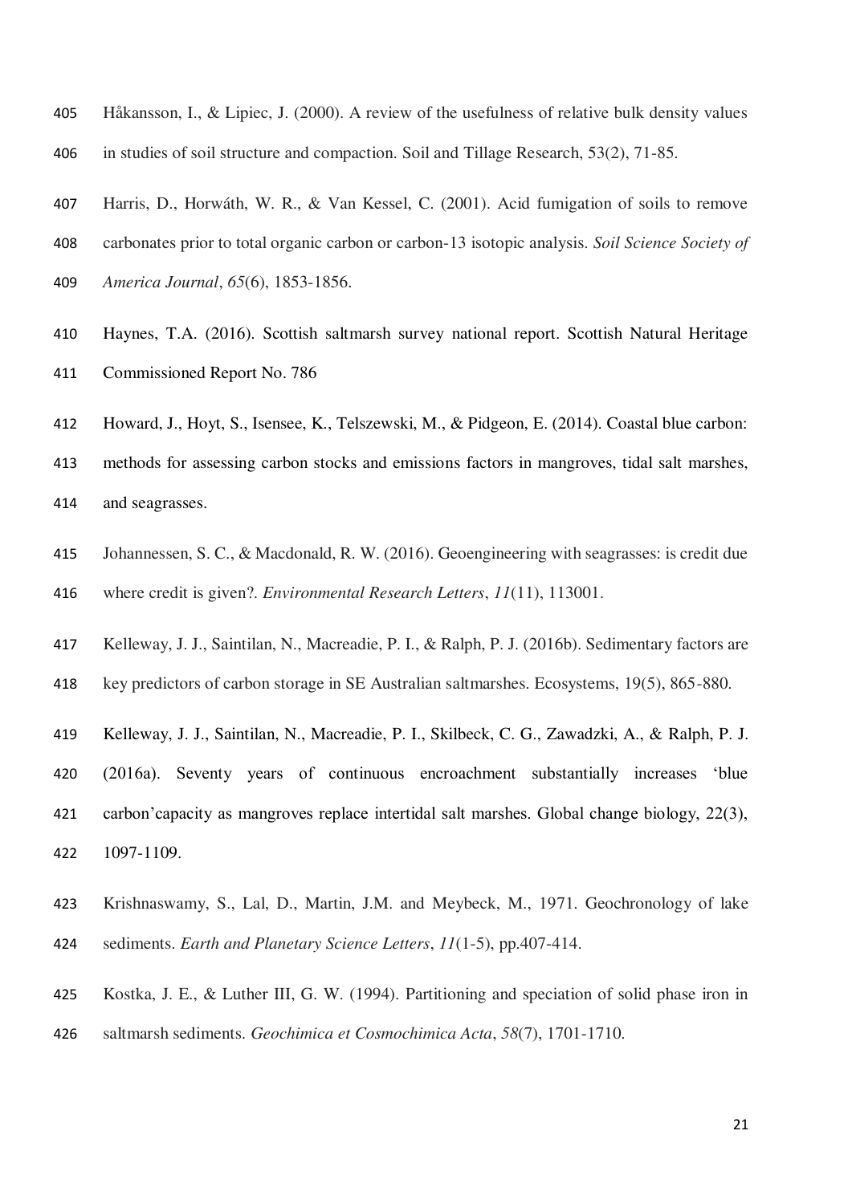Håkansson, I., & Lipiec, J. (2000). A review of the usefulness of relative bulk density values in studies of soil structure and compaction. Soil and Tillage Research, 53(2), 71-85.

Harris, D., Horwáth, W. R., & Van Kessel, C. (2001). Acid fumigation of soils to remove carbonates prior to total organic carbon or carbon-13 isotopic analysis. *Soil Science Society of America Journal*, *65*(6), 1853-1856.

Haynes, T.A. (2016). Scottish saltmarsh survey national report. Scottish Natural Heritage Commissioned Report No. 786

Howard, J., Hoyt, S., Isensee, K., Telszewski, M., & Pidgeon, E. (2014). Coastal blue carbon: methods for assessing carbon stocks and emissions factors in mangroves, tidal salt marshes, and seagrasses.

Johannessen, S. C., & Macdonald, R. W. (2016). Geoengineering with seagrasses: is credit due where credit is given?. *Environmental Research Letters*, *11*(11), 113001.

Kelleway, J. J., Saintilan, N., Macreadie, P. I., & Ralph, P. J. (2016b). Sedimentary factors are key predictors of carbon storage in SE Australian saltmarshes. Ecosystems, 19(5), 865-880.

Kelleway, J. J., Saintilan, N., Macreadie, P. I., Skilbeck, C. G., Zawadzki, A., & Ralph, P. J. (2016a). Seventy years of continuous encroachment substantially increases 'blue carbon'capacity as mangroves replace intertidal salt marshes. Global change biology, 22(3), 1097-1109.

Krishnaswamy, S., Lal, D., Martin, J.M. and Meybeck, M., 1971. Geochronology of lake sediments. *Earth and Planetary Science Letters*, *11*(1-5), pp.407-414.

Kostka, J. E., & Luther III, G. W. (1994). Partitioning and speciation of solid phase iron in saltmarsh sediments. *Geochimica et Cosmochimica Acta*, *58*(7), 1701-1710.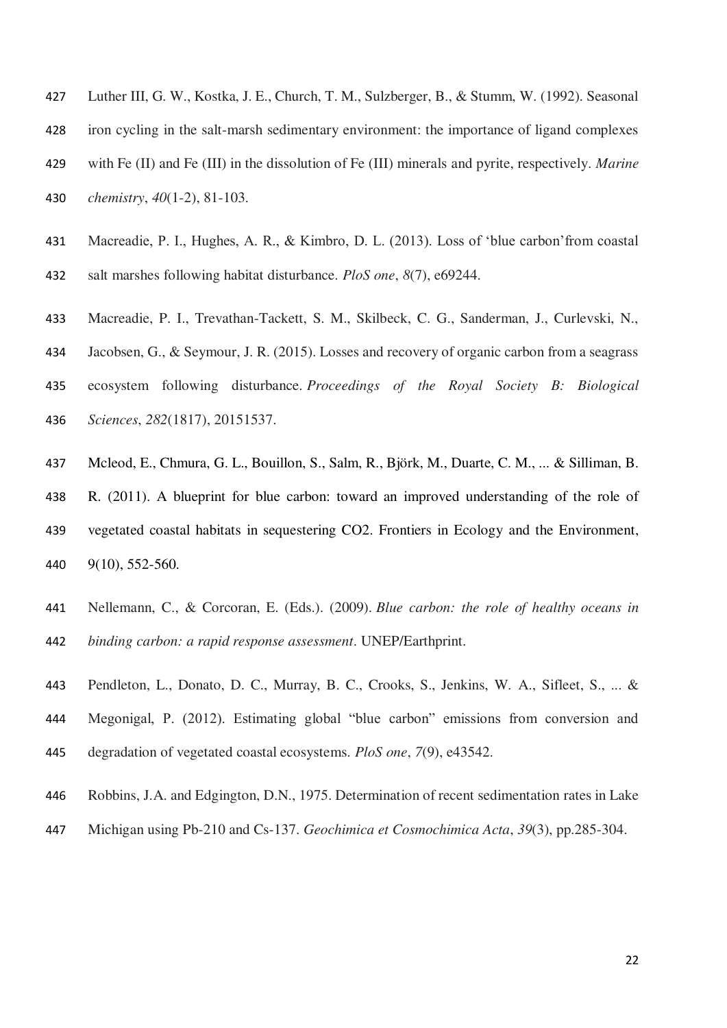Luther III, G. W., Kostka, J. E., Church, T. M., Sulzberger, B., & Stumm, W. (1992). Seasonal iron cycling in the salt-marsh sedimentary environment: the importance of ligand complexes with Fe (II) and Fe (III) in the dissolution of Fe (III) minerals and pyrite, respectively. *Marine chemistry*, *40*(1-2), 81-103.

Macreadie, P. I., Hughes, A. R., & Kimbro, D. L. (2013). Loss of 'blue carbon'from coastal salt marshes following habitat disturbance. *PloS one*, *8*(7), e69244.

Macreadie, P. I., Trevathan-Tackett, S. M., Skilbeck, C. G., Sanderman, J., Curlevski, N., Jacobsen, G., & Seymour, J. R. (2015). Losses and recovery of organic carbon from a seagrass ecosystem following disturbance. *Proceedings of the Royal Society B: Biological Sciences*, *282*(1817), 20151537.

Mcleod, E., Chmura, G. L., Bouillon, S., Salm, R., Björk, M., Duarte, C. M., ... & Silliman, B. R. (2011). A blueprint for blue carbon: toward an improved understanding of the role of vegetated coastal habitats in sequestering CO2. Frontiers in Ecology and the Environment, 9(10), 552-560.

Nellemann, C., & Corcoran, E. (Eds.). (2009). *Blue carbon: the role of healthy oceans in binding carbon: a rapid response assessment*. UNEP/Earthprint.

Pendleton, L., Donato, D. C., Murray, B. C., Crooks, S., Jenkins, W. A., Sifleet, S., ... & Megonigal, P. (2012). Estimating global "blue carbon" emissions from conversion and degradation of vegetated coastal ecosystems. *PloS one*, *7*(9), e43542.

Robbins, J.A. and Edgington, D.N., 1975. Determination of recent sedimentation rates in Lake Michigan using Pb-210 and Cs-137. *Geochimica et Cosmochimica Acta*, *39*(3), pp.285-304.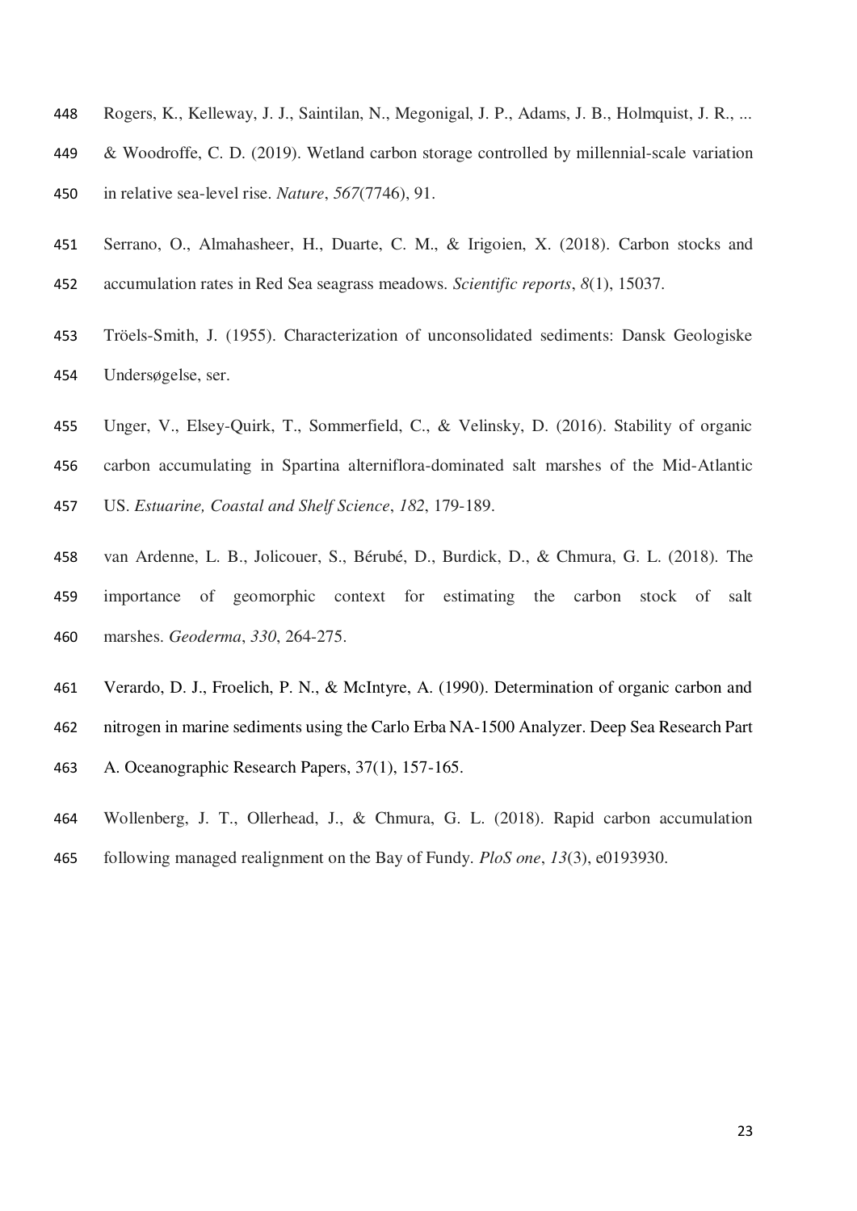Rogers, K., Kelleway, J. J., Saintilan, N., Megonigal, J. P., Adams, J. B., Holmquist, J. R., ... & Woodroffe, C. D. (2019). Wetland carbon storage controlled by millennial-scale variation in relative sea-level rise. *Nature*, *567*(7746), 91.

Serrano, O., Almahasheer, H., Duarte, C. M., & Irigoien, X. (2018). Carbon stocks and accumulation rates in Red Sea seagrass meadows. *Scientific reports*, *8*(1), 15037.

Tröels-Smith, J. (1955). Characterization of unconsolidated sediments: Dansk Geologiske Undersøgelse, ser.

Unger, V., Elsey-Quirk, T., Sommerfield, C., & Velinsky, D. (2016). Stability of organic carbon accumulating in Spartina alterniflora-dominated salt marshes of the Mid-Atlantic US. *Estuarine, Coastal and Shelf Science*, *182*, 179-189.

van Ardenne, L. B., Jolicouer, S., Bérubé, D., Burdick, D., & Chmura, G. L. (2018). The importance of geomorphic context for estimating the carbon stock of salt marshes. *Geoderma*, *330*, 264-275.

Verardo, D. J., Froelich, P. N., & McIntyre, A. (1990). Determination of organic carbon and nitrogen in marine sediments using the Carlo Erba NA-1500 Analyzer. Deep Sea Research Part A. Oceanographic Research Papers, 37(1), 157-165.

Wollenberg, J. T., Ollerhead, J., & Chmura, G. L. (2018). Rapid carbon accumulation following managed realignment on the Bay of Fundy. *PloS one*, *13*(3), e0193930.